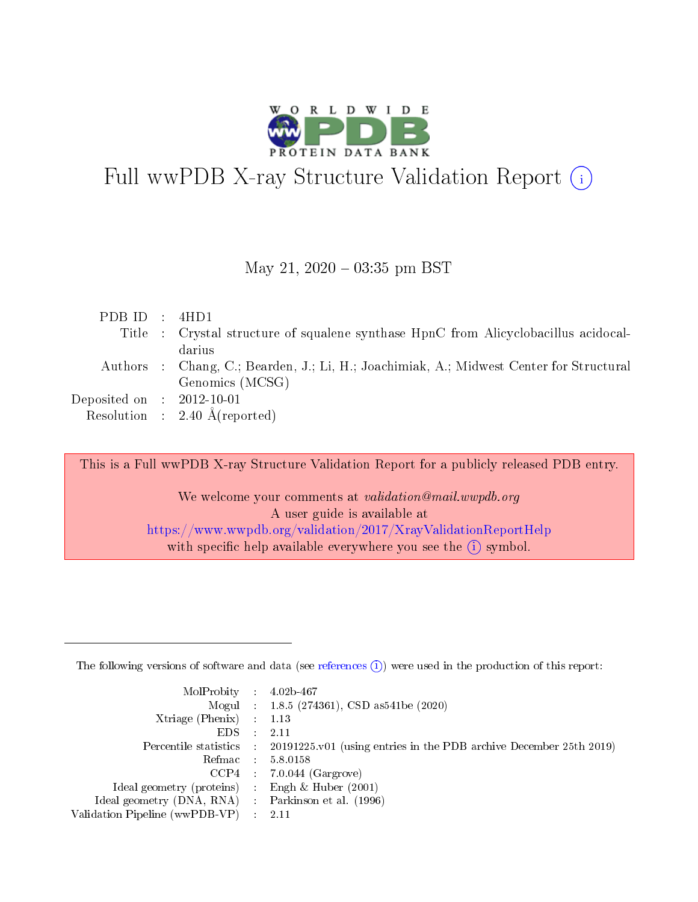# Full wwPDB X-ray Structure Validation Report (i)

May 21, 2020 – 03:35 pm BST

| | | |
|---|---|---|
| PDB ID | : | 4HD1 |
| Title | : | Crystal structure of squalene synthase HpnC from Alicyclobacillus acidocaldarius |
| Authors | : | Chang, C.; Bearden, J.; Li, H.; Joachimiak, A.; Midwest Center for Structural Genomics (MCSG) |
| Deposited on | : | 2012-10-01 |
| Resolution | : | 2.40 Å(reported) |

This is a Full wwPDB X-ray Structure Validation Report for a publicly released PDB entry.

We welcome your comments at *validation@mail.wwpdb.org*
A user guide is available at
https://www.wwpdb.org/validation/2017/XrayValidationReportHelp
with specific help available everywhere you see the (i) symbol.

---

The following versions of software and data (see references (i)) were used in the production of this report:

| | | |
|---|---|---|
| MolProbity | : | 4.02b-467 |
| Mogul | : | 1.8.5 (274361), CSD as541be (2020) |
| Xtriage (Phenix) | : | 1.13 |
| EDS | : | 2.11 |
| Percentile statistics | : | 20191225.v01 (using entries in the PDB archive December 25th 2019) |
| Refmac | : | 5.8.0158 |
| CCP4 | : | 7.0.044 (Gargrove) |
| Ideal geometry (proteins) | : | Engh & Huber (2001) |
| Ideal geometry (DNA, RNA) | : | Parkinson et al. (1996) |
| Validation Pipeline (wwPDB-VP) | : | 2.11 |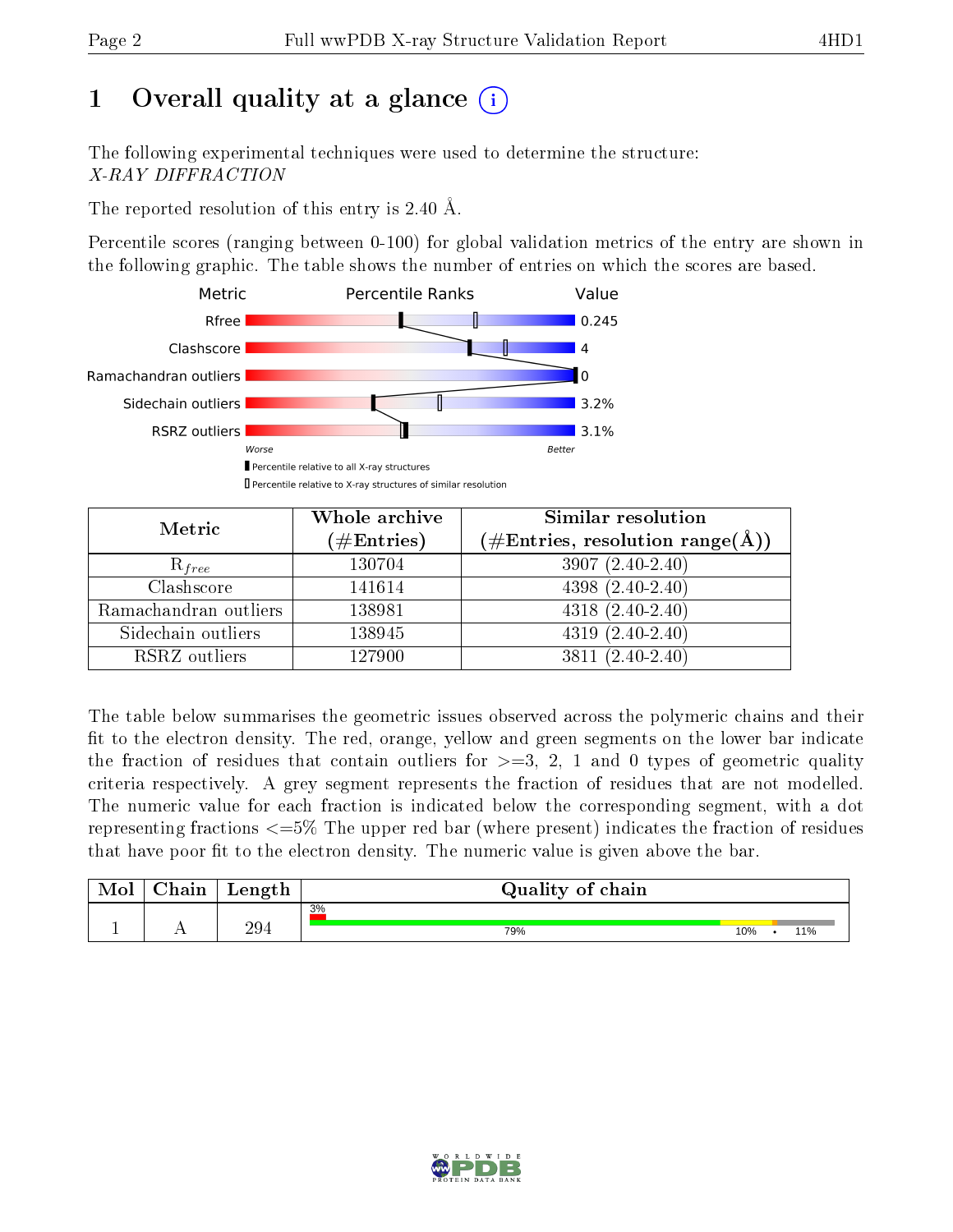# 1 Overall quality at a glance (i)

The following experimental techniques were used to determine the structure:
*X-RAY DIFFRACTION*

The reported resolution of this entry is 2.40 Å.

Percentile scores (ranging between 0-100) for global validation metrics of the entry are shown in the following graphic. The table shows the number of entries on which the scores are based.

| Metric | Value |
|---|---|
| Rfree | 0.245 |
| Clashscore | 4 |
| Ramachandran outliers | 0 |
| Sidechain outliers | 3.2% |
| RSRZ outliers | 3.1% |

Worse — Better

▮ Percentile relative to all X-ray structures
▯ Percentile relative to X-ray structures of similar resolution

| Metric | Whole archive (#Entries) | Similar resolution (#Entries, resolution range(Å)) |
|---|---|---|
| $R_{free}$ | 130704 | 3907 (2.40-2.40) |
| Clashscore | 141614 | 4398 (2.40-2.40) |
| Ramachandran outliers | 138981 | 4318 (2.40-2.40) |
| Sidechain outliers | 138945 | 4319 (2.40-2.40) |
| RSRZ outliers | 127900 | 3811 (2.40-2.40) |

The table below summarises the geometric issues observed across the polymeric chains and their fit to the electron density. The red, orange, yellow and green segments on the lower bar indicate the fraction of residues that contain outliers for >=3, 2, 1 and 0 types of geometric quality criteria respectively. A grey segment represents the fraction of residues that are not modelled. The numeric value for each fraction is indicated below the corresponding segment, with a dot representing fractions <=5% The upper red bar (where present) indicates the fraction of residues that have poor fit to the electron density. The numeric value is given above the bar.

| Mol | Chain | Length | Quality of chain |
|---|---|---|---|
| 1 | A | 294 | 3% (poor fit); 79%, 10%, •, 11% |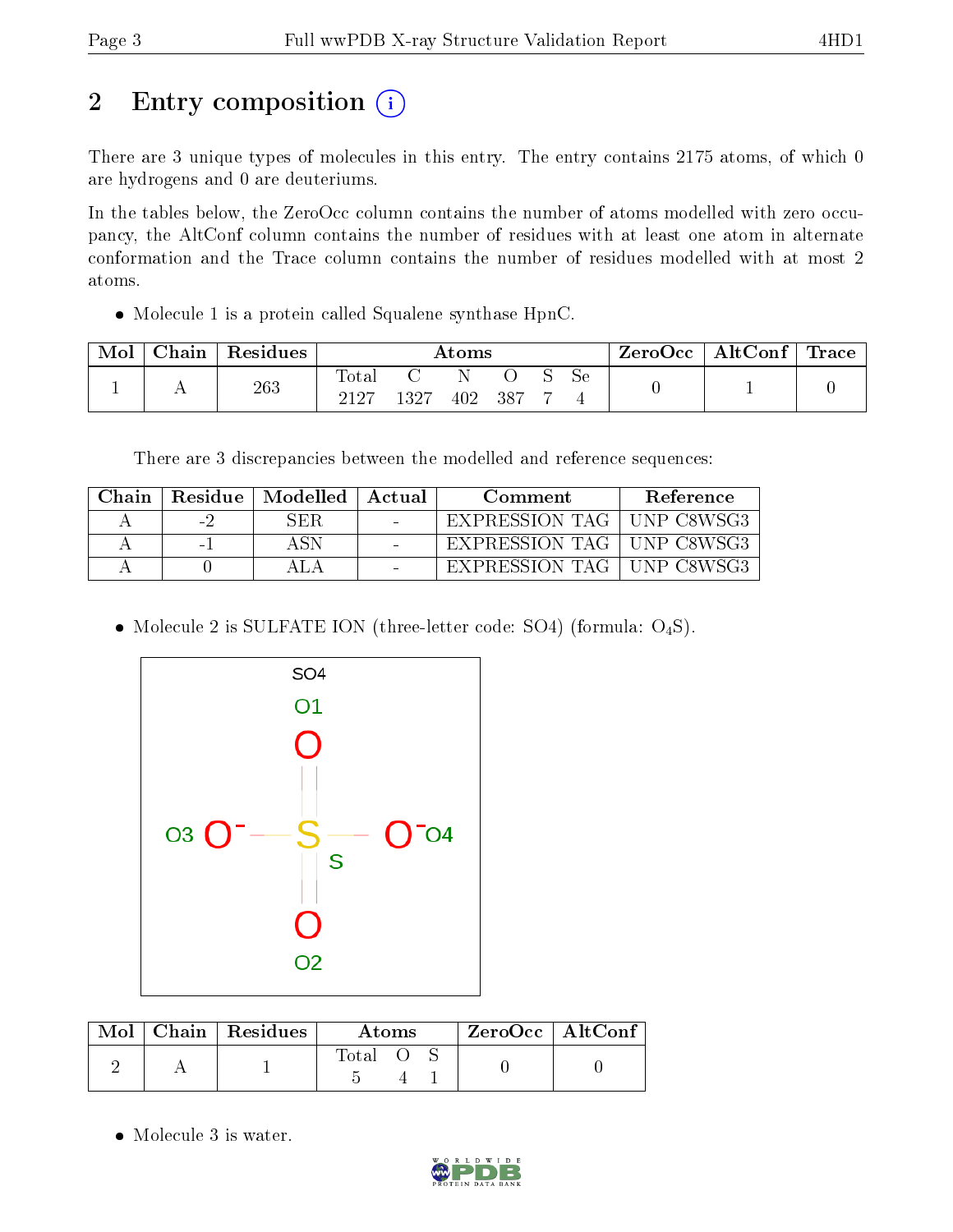# 2 Entry composition

There are 3 unique types of molecules in this entry. The entry contains 2175 atoms, of which 0 are hydrogens and 0 are deuteriums.

In the tables below, the ZeroOcc column contains the number of atoms modelled with zero occupancy, the AltConf column contains the number of residues with at least one atom in alternate conformation and the Trace column contains the number of residues modelled with at most 2 atoms.

- Molecule 1 is a protein called Squalene synthase HpnC.

| Mol | Chain | Residues | Atoms | | | | | | ZeroOcc | AltConf | Trace |
|---|---|---|---|---|---|---|---|---|---|---|---|
| 1 | A | 263 | Total<br>2127 | C<br>1327 | N<br>402 | O<br>387 | S<br>7 | Se<br>4 | 0 | 1 | 0 |

There are 3 discrepancies between the modelled and reference sequences:

| Chain | Residue | Modelled | Actual | Comment | Reference |
|---|---|---|---|---|---|
| A | -2 | SER | - | EXPRESSION TAG | UNP C8WSG3 |
| A | -1 | ASN | - | EXPRESSION TAG | UNP C8WSG3 |
| A | 0 | ALA | - | EXPRESSION TAG | UNP C8WSG3 |

- Molecule 2 is SULFATE ION (three-letter code: SO4) (formula: $O_4S$).

| Mol | Chain | Residues | Atoms | | | ZeroOcc | AltConf |
|---|---|---|---|---|---|---|---|
| 2 | A | 1 | Total<br>5 | O<br>4 | S<br>1 | 0 | 0 |

- Molecule 3 is water.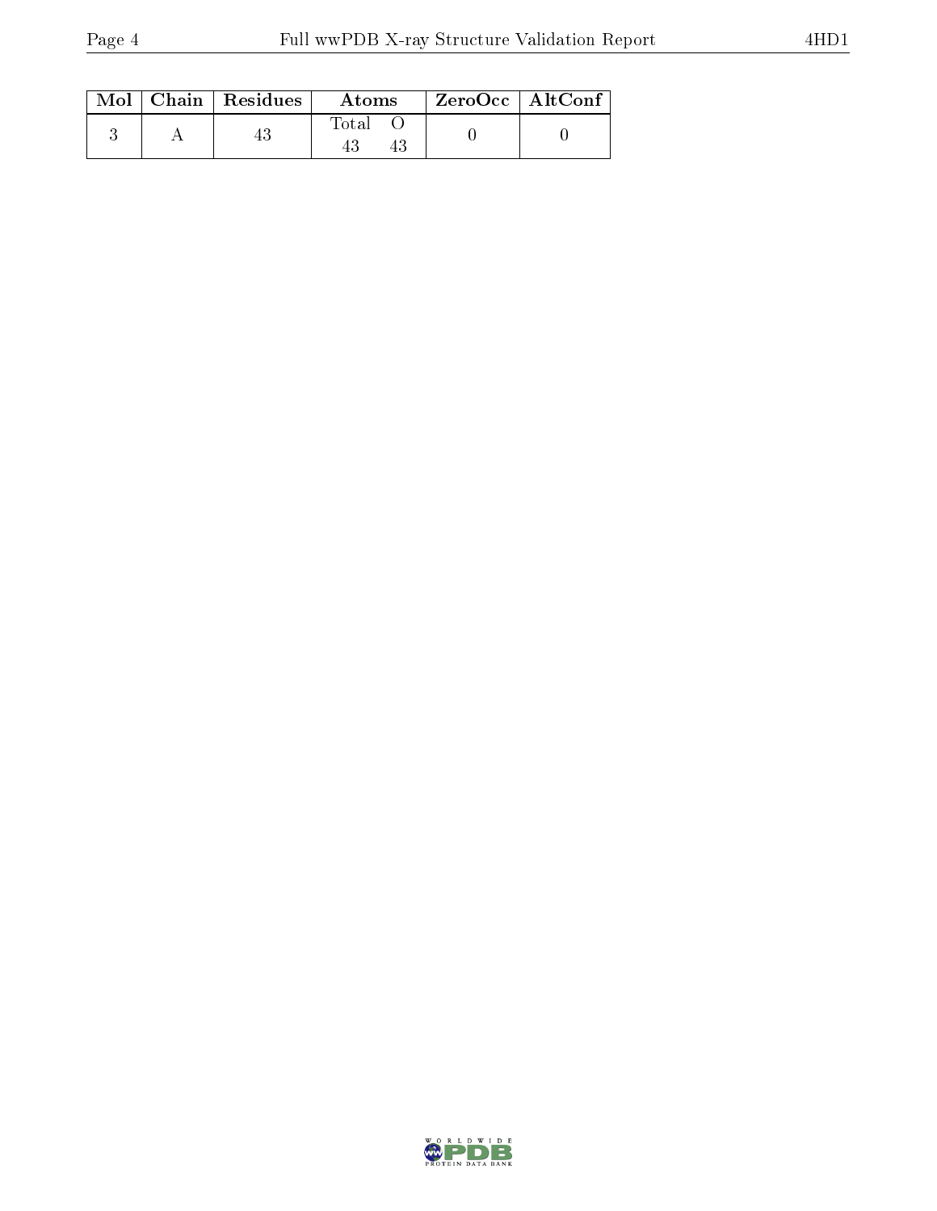| Mol | Chain | Residues | Atoms | | ZeroOcc | AltConf |
|---|---|---|---|---|---|---|
| | | | Total | O | | |
| 3 | A | 43 | 43 | 43 | 0 | 0 |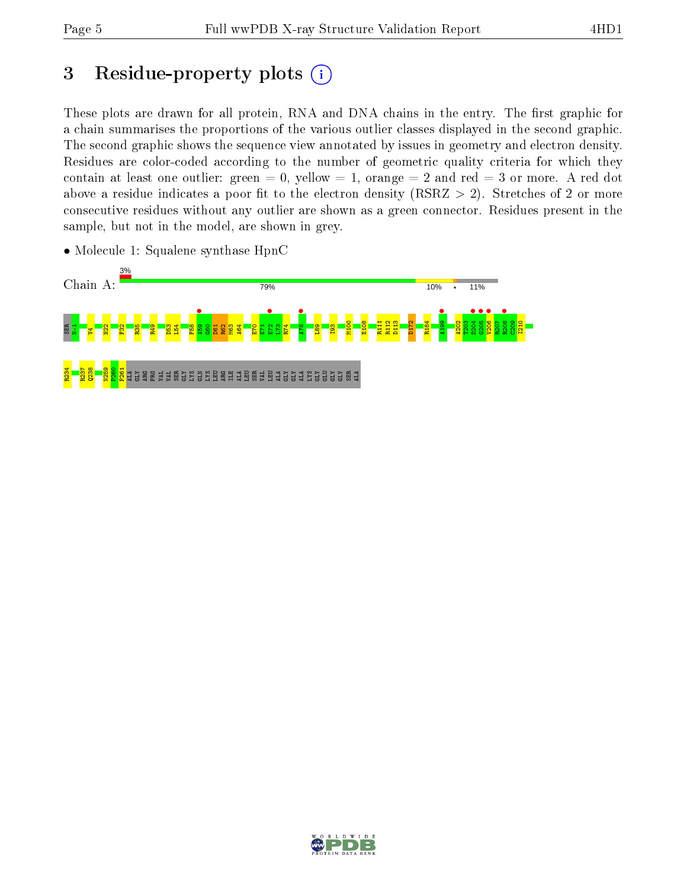# 3 Residue-property plots

These plots are drawn for all protein, RNA and DNA chains in the entry. The first graphic for a chain summarises the proportions of the various outlier classes displayed in the second graphic. The second graphic shows the sequence view annotated by issues in geometry and electron density. Residues are color-coded according to the number of geometric quality criteria for which they contain at least one outlier: green = 0, yellow = 1, orange = 2 and red = 3 or more. A red dot above a residue indicates a poor fit to the electron density (RSRZ > 2). Stretches of 2 or more consecutive residues without any outlier are shown as a green connector. Residues present in the sample, but not in the model, are shown in grey.

- Molecule 1: Squalene synthase HpnC

Chain A:

3%

79% 10% • 11%

SER N-1 V4 H22 F32 R35 R49 D53 L54 F58 A59 G60 D61 R62 M63 A64 E70 E71 E72 L73 R74 A78 L89 I93 M100 E108 R111 R112 D113 D172 R184 A199 A202 T203 D204 G205 V206 R207 R208 C209 I210

R234 R237 Q238 N259 F260 F261 ALA GLY ARG PRO VAL VAL SER GLY LYS GLN LYS LEU ARG ILE ALA LEU SER VAL LEU ALA GLY GLY ALA LYS GLY GLU GLY GLY SER ALA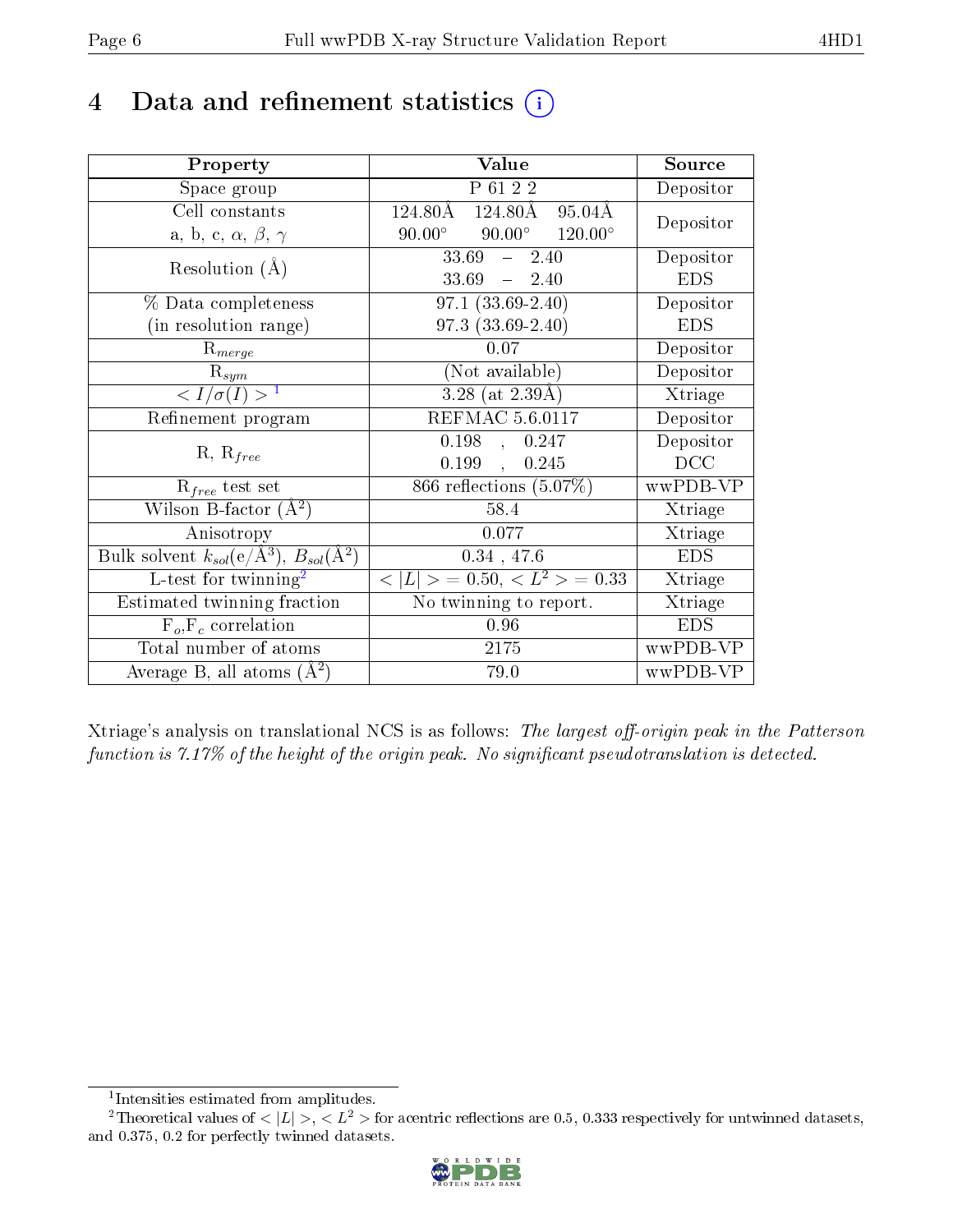# 4 Data and refinement statistics (i)

| Property | Value | Source |
|---|---|---|
| Space group | P 61 2 2 | Depositor |
| Cell constants<br>a, b, c, $\alpha$, $\beta$, $\gamma$ | 124.80Å 124.80Å 95.04Å<br>90.00° 90.00° 120.00° | Depositor |
| Resolution (Å) | 33.69 – 2.40<br>33.69 – 2.40 | Depositor<br>EDS |
| % Data completeness<br>(in resolution range) | 97.1 (33.69-2.40)<br>97.3 (33.69-2.40) | Depositor<br>EDS |
| $R_{merge}$ | 0.07 | Depositor |
| $R_{sym}$ | (Not available) | Depositor |
| $< I/\sigma(I) >$ [1] | 3.28 (at 2.39Å) | Xtriage |
| Refinement program | REFMAC 5.6.0117 | Depositor |
| R, $R_{free}$ | 0.198 , 0.247<br>0.199 , 0.245 | Depositor<br>DCC |
| $R_{free}$ test set | 866 reflections (5.07%) | wwPDB-VP |
| Wilson B-factor (Å$^2$) | 58.4 | Xtriage |
| Anisotropy | 0.077 | Xtriage |
| Bulk solvent $k_{sol}$(e/Å$^3$), $B_{sol}$(Å$^2$) | 0.34 , 47.6 | EDS |
| L-test for twinning[2] | $< \|L\| >$ = 0.50, $< L^2 >$ = 0.33 | Xtriage |
| Estimated twinning fraction | No twinning to report. | Xtriage |
| $F_o$,$F_c$ correlation | 0.96 | EDS |
| Total number of atoms | 2175 | wwPDB-VP |
| Average B, all atoms (Å$^2$) | 79.0 | wwPDB-VP |

Xtriage's analysis on translational NCS is as follows: *The largest off-origin peak in the Patterson function is 7.17% of the height of the origin peak. No significant pseudotranslation is detected.*

---

[1] Intensities estimated from amplitudes.

[2] Theoretical values of $< |L| >$, $< L^2 >$ for acentric reflections are 0.5, 0.333 respectively for untwinned datasets, and 0.375, 0.2 for perfectly twinned datasets.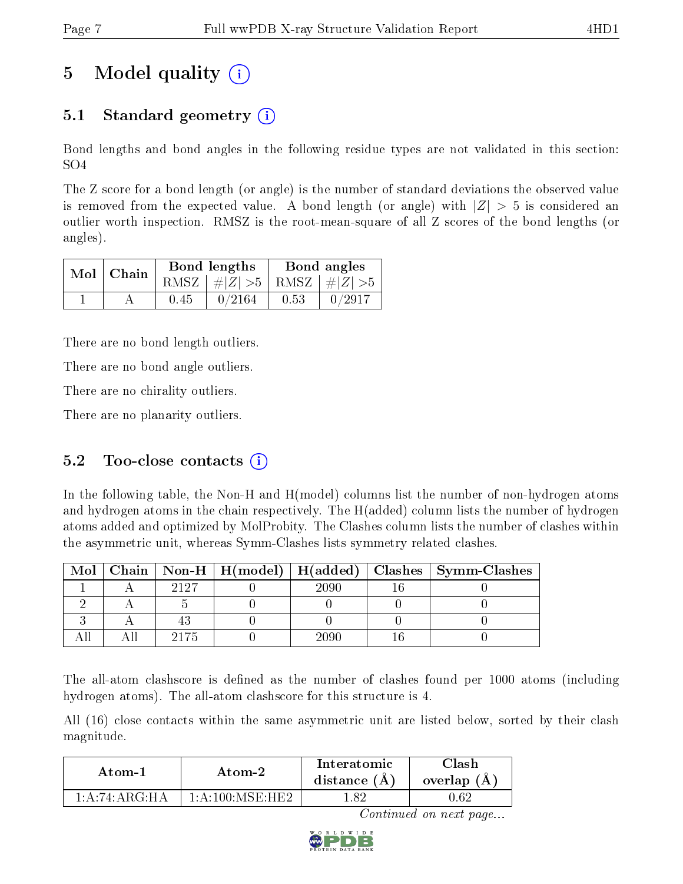# 5 Model quality

## 5.1 Standard geometry

Bond lengths and bond angles in the following residue types are not validated in this section: SO4

The Z score for a bond length (or angle) is the number of standard deviations the observed value is removed from the expected value. A bond length (or angle) with $|Z| > 5$ is considered an outlier worth inspection. RMSZ is the root-mean-square of all Z scores of the bond lengths (or angles).

| Mol | Chain | Bond lengths | | Bond angles | |
|---|---|---|---|---|---|
| | | RMSZ | #\|Z\| >5 | RMSZ | #\|Z\| >5 |
| 1 | A | 0.45 | 0/2164 | 0.53 | 0/2917 |

There are no bond length outliers.

There are no bond angle outliers.

There are no chirality outliers.

There are no planarity outliers.

## 5.2 Too-close contacts

In the following table, the Non-H and H(model) columns list the number of non-hydrogen atoms and hydrogen atoms in the chain respectively. The H(added) column lists the number of hydrogen atoms added and optimized by MolProbity. The Clashes column lists the number of clashes within the asymmetric unit, whereas Symm-Clashes lists symmetry related clashes.

| Mol | Chain | Non-H | H(model) | H(added) | Clashes | Symm-Clashes |
|---|---|---|---|---|---|---|
| 1 | A | 2127 | 0 | 2090 | 16 | 0 |
| 2 | A | 5 | 0 | 0 | 0 | 0 |
| 3 | A | 43 | 0 | 0 | 0 | 0 |
| All | All | 2175 | 0 | 2090 | 16 | 0 |

The all-atom clashscore is defined as the number of clashes found per 1000 atoms (including hydrogen atoms). The all-atom clashscore for this structure is 4.

All (16) close contacts within the same asymmetric unit are listed below, sorted by their clash magnitude.

| Atom-1 | Atom-2 | Interatomic distance (Å) | Clash overlap (Å) |
|---|---|---|---|
| 1:A:74:ARG:HA | 1:A:100:MSE:HE2 | 1.82 | 0.62 |

*Continued on next page...*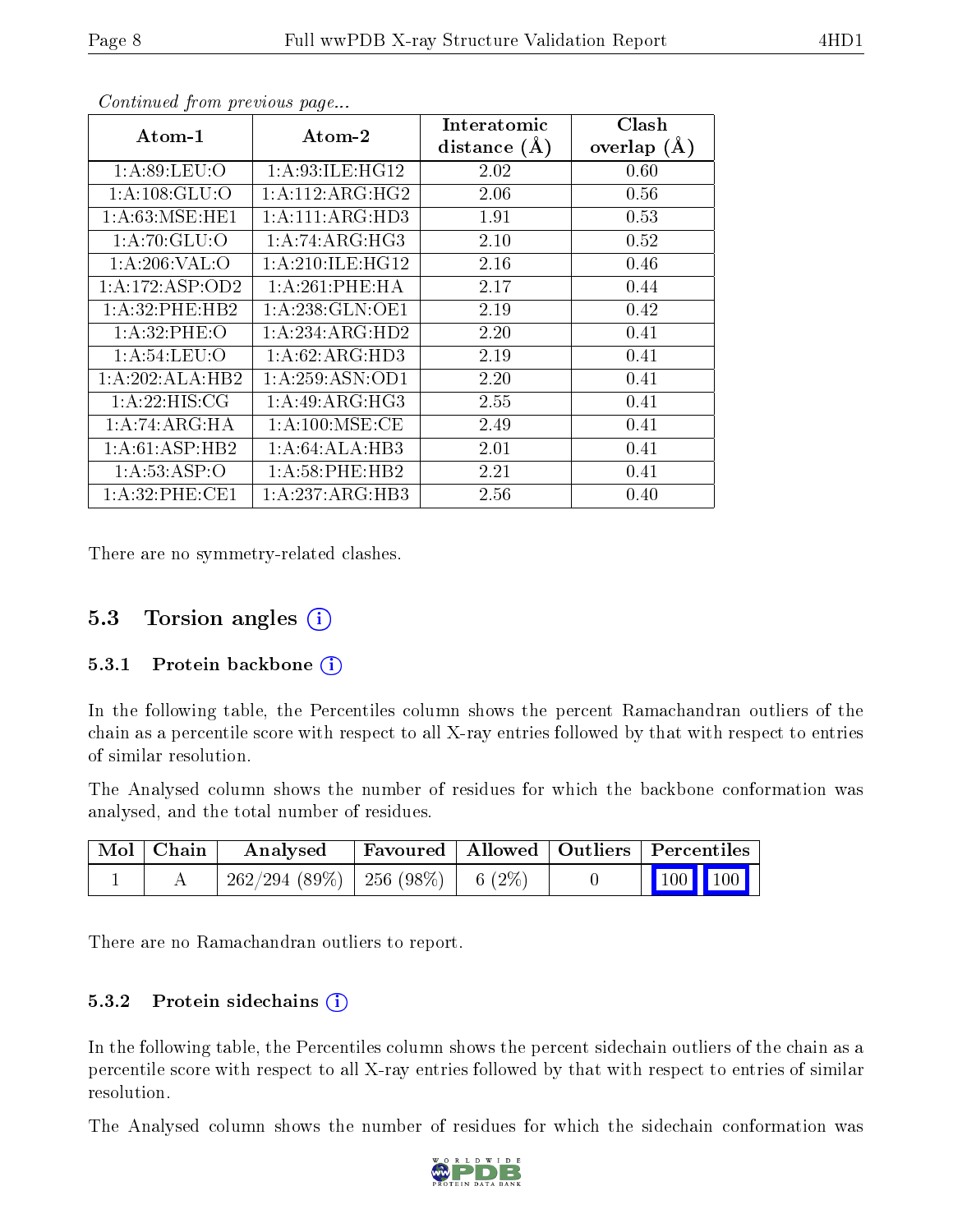*Continued from previous page...*

| Atom-1 | Atom-2 | Interatomic distance (Å) | Clash overlap (Å) |
|---|---|---|---|
| 1:A:89:LEU:O | 1:A:93:ILE:HG12 | 2.02 | 0.60 |
| 1:A:108:GLU:O | 1:A:112:ARG:HG2 | 2.06 | 0.56 |
| 1:A:63:MSE:HE1 | 1:A:111:ARG:HD3 | 1.91 | 0.53 |
| 1:A:70:GLU:O | 1:A:74:ARG:HG3 | 2.10 | 0.52 |
| 1:A:206:VAL:O | 1:A:210:ILE:HG12 | 2.16 | 0.46 |
| 1:A:172:ASP:OD2 | 1:A:261:PHE:HA | 2.17 | 0.44 |
| 1:A:32:PHE:HB2 | 1:A:238:GLN:OE1 | 2.19 | 0.42 |
| 1:A:32:PHE:O | 1:A:234:ARG:HD2 | 2.20 | 0.41 |
| 1:A:54:LEU:O | 1:A:62:ARG:HD3 | 2.19 | 0.41 |
| 1:A:202:ALA:HB2 | 1:A:259:ASN:OD1 | 2.20 | 0.41 |
| 1:A:22:HIS:CG | 1:A:49:ARG:HG3 | 2.55 | 0.41 |
| 1:A:74:ARG:HA | 1:A:100:MSE:CE | 2.49 | 0.41 |
| 1:A:61:ASP:HB2 | 1:A:64:ALA:HB3 | 2.01 | 0.41 |
| 1:A:53:ASP:O | 1:A:58:PHE:HB2 | 2.21 | 0.41 |
| 1:A:32:PHE:CE1 | 1:A:237:ARG:HB3 | 2.56 | 0.40 |

There are no symmetry-related clashes.

## 5.3 Torsion angles

### 5.3.1 Protein backbone

In the following table, the Percentiles column shows the percent Ramachandran outliers of the chain as a percentile score with respect to all X-ray entries followed by that with respect to entries of similar resolution.

The Analysed column shows the number of residues for which the backbone conformation was analysed, and the total number of residues.

| Mol | Chain | Analysed | Favoured | Allowed | Outliers | Percentiles | |
|---|---|---|---|---|---|---|---|
| 1 | A | 262/294 (89%) | 256 (98%) | 6 (2%) | 0 | 100 | 100 |

There are no Ramachandran outliers to report.

### 5.3.2 Protein sidechains

In the following table, the Percentiles column shows the percent sidechain outliers of the chain as a percentile score with respect to all X-ray entries followed by that with respect to entries of similar resolution.

The Analysed column shows the number of residues for which the sidechain conformation was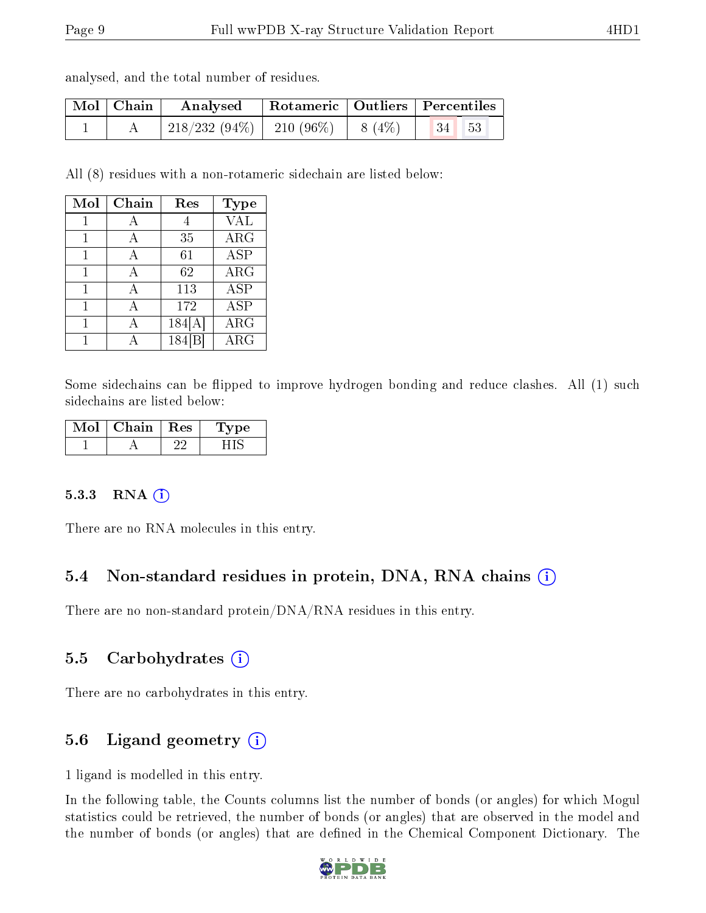analysed, and the total number of residues.

| Mol | Chain | Analysed | Rotameric | Outliers | Percentiles | |
|---|---|---|---|---|---|---|
| 1 | A | 218/232 (94%) | 210 (96%) | 8 (4%) | 34 | 53 |

All (8) residues with a non-rotameric sidechain are listed below:

| Mol | Chain | Res | Type |
|---|---|---|---|
| 1 | A | 4 | VAL |
| 1 | A | 35 | ARG |
| 1 | A | 61 | ASP |
| 1 | A | 62 | ARG |
| 1 | A | 113 | ASP |
| 1 | A | 172 | ASP |
| 1 | A | 184[A] | ARG |
| 1 | A | 184[B] | ARG |

Some sidechains can be flipped to improve hydrogen bonding and reduce clashes. All (1) such sidechains are listed below:

| Mol | Chain | Res | Type |
|---|---|---|---|
| 1 | A | 22 | HIS |

### 5.3.3 RNA

There are no RNA molecules in this entry.

## 5.4 Non-standard residues in protein, DNA, RNA chains

There are no non-standard protein/DNA/RNA residues in this entry.

## 5.5 Carbohydrates

There are no carbohydrates in this entry.

## 5.6 Ligand geometry

1 ligand is modelled in this entry.

In the following table, the Counts columns list the number of bonds (or angles) for which Mogul statistics could be retrieved, the number of bonds (or angles) that are observed in the model and the number of bonds (or angles) that are defined in the Chemical Component Dictionary. The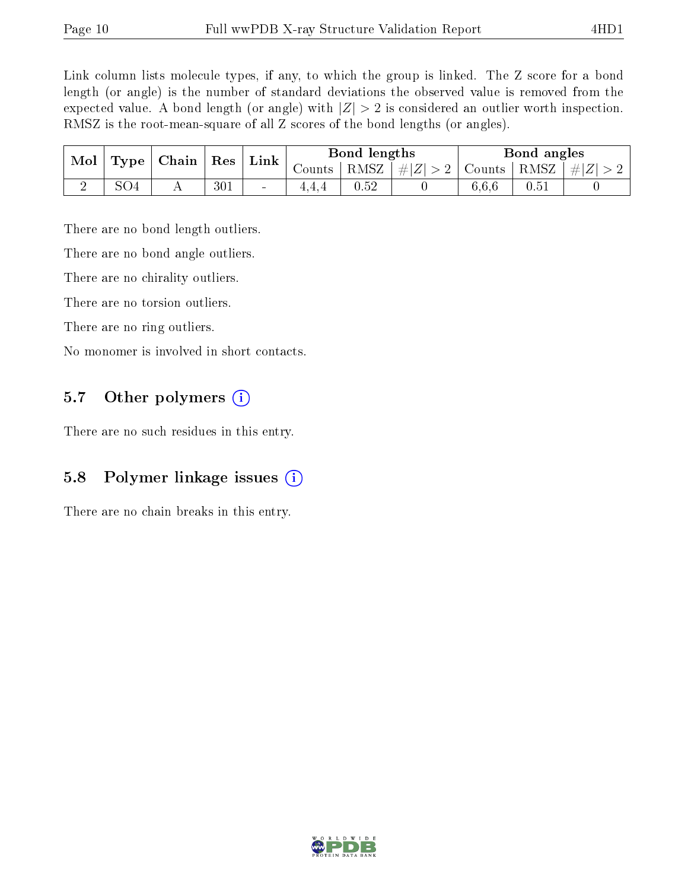Link column lists molecule types, if any, to which the group is linked. The Z score for a bond length (or angle) is the number of standard deviations the observed value is removed from the expected value. A bond length (or angle) with $|Z| > 2$ is considered an outlier worth inspection. RMSZ is the root-mean-square of all Z scores of the bond lengths (or angles).

| Mol | Type | Chain | Res | Link | Bond lengths | | | Bond angles | | |
|---|---|---|---|---|---|---|---|---|---|---|
| | | | | | Counts | RMSZ | $\#\|Z\| > 2$ | Counts | RMSZ | $\#\|Z\| > 2$ |
| 2 | SO4 | A | 301 | - | 4,4,4 | 0.52 | 0 | 6,6,6 | 0.51 | 0 |

There are no bond length outliers.

There are no bond angle outliers.

There are no chirality outliers.

There are no torsion outliers.

There are no ring outliers.

No monomer is involved in short contacts.

## 5.7 Other polymers

There are no such residues in this entry.

## 5.8 Polymer linkage issues

There are no chain breaks in this entry.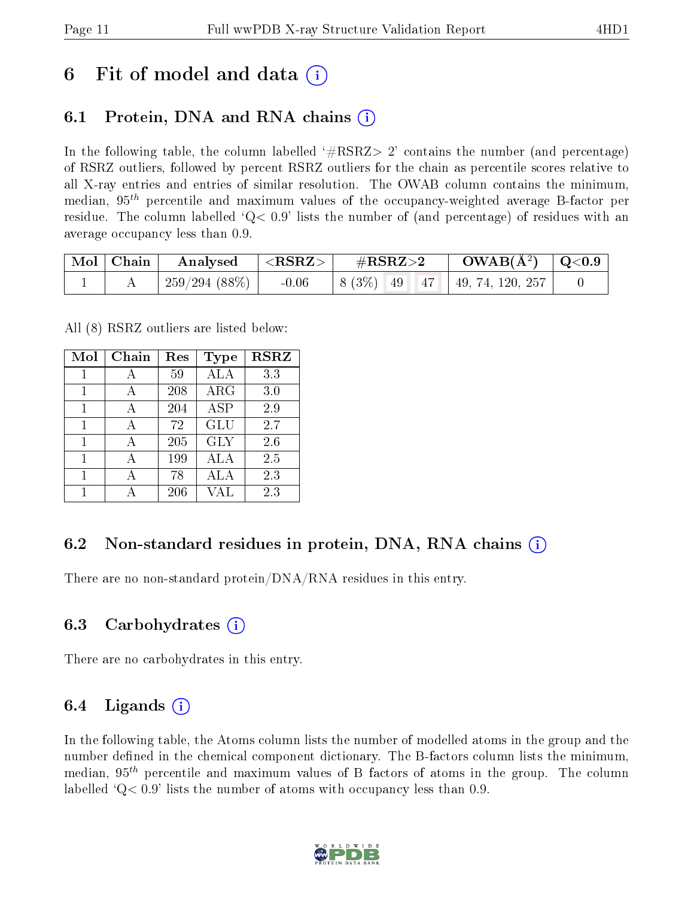# 6 Fit of model and data (i)

## 6.1 Protein, DNA and RNA chains (i)

In the following table, the column labelled '#RSRZ> 2' contains the number (and percentage) of RSRZ outliers, followed by percent RSRZ outliers for the chain as percentile scores relative to all X-ray entries and entries of similar resolution. The OWAB column contains the minimum, median, $95^{th}$ percentile and maximum values of the occupancy-weighted average B-factor per residue. The column labelled 'Q< 0.9' lists the number of (and percentage) of residues with an average occupancy less than 0.9.

| Mol | Chain | Analysed | <RSRZ> | #RSRZ>2 | | | OWAB(Å$^2$) | Q<0.9 |
|---|---|---|---|---|---|---|---|---|
| 1 | A | 259/294 (88%) | -0.06 | 8 (3%) | 49 | 47 | 49, 74, 120, 257 | 0 |

All (8) RSRZ outliers are listed below:

| Mol | Chain | Res | Type | RSRZ |
|---|---|---|---|---|
| 1 | A | 59 | ALA | 3.3 |
| 1 | A | 208 | ARG | 3.0 |
| 1 | A | 204 | ASP | 2.9 |
| 1 | A | 72 | GLU | 2.7 |
| 1 | A | 205 | GLY | 2.6 |
| 1 | A | 199 | ALA | 2.5 |
| 1 | A | 78 | ALA | 2.3 |
| 1 | A | 206 | VAL | 2.3 |

## 6.2 Non-standard residues in protein, DNA, RNA chains (i)

There are no non-standard protein/DNA/RNA residues in this entry.

## 6.3 Carbohydrates (i)

There are no carbohydrates in this entry.

## 6.4 Ligands (i)

In the following table, the Atoms column lists the number of modelled atoms in the group and the number defined in the chemical component dictionary. The B-factors column lists the minimum, median, $95^{th}$ percentile and maximum values of B factors of atoms in the group. The column labelled 'Q< 0.9' lists the number of atoms with occupancy less than 0.9.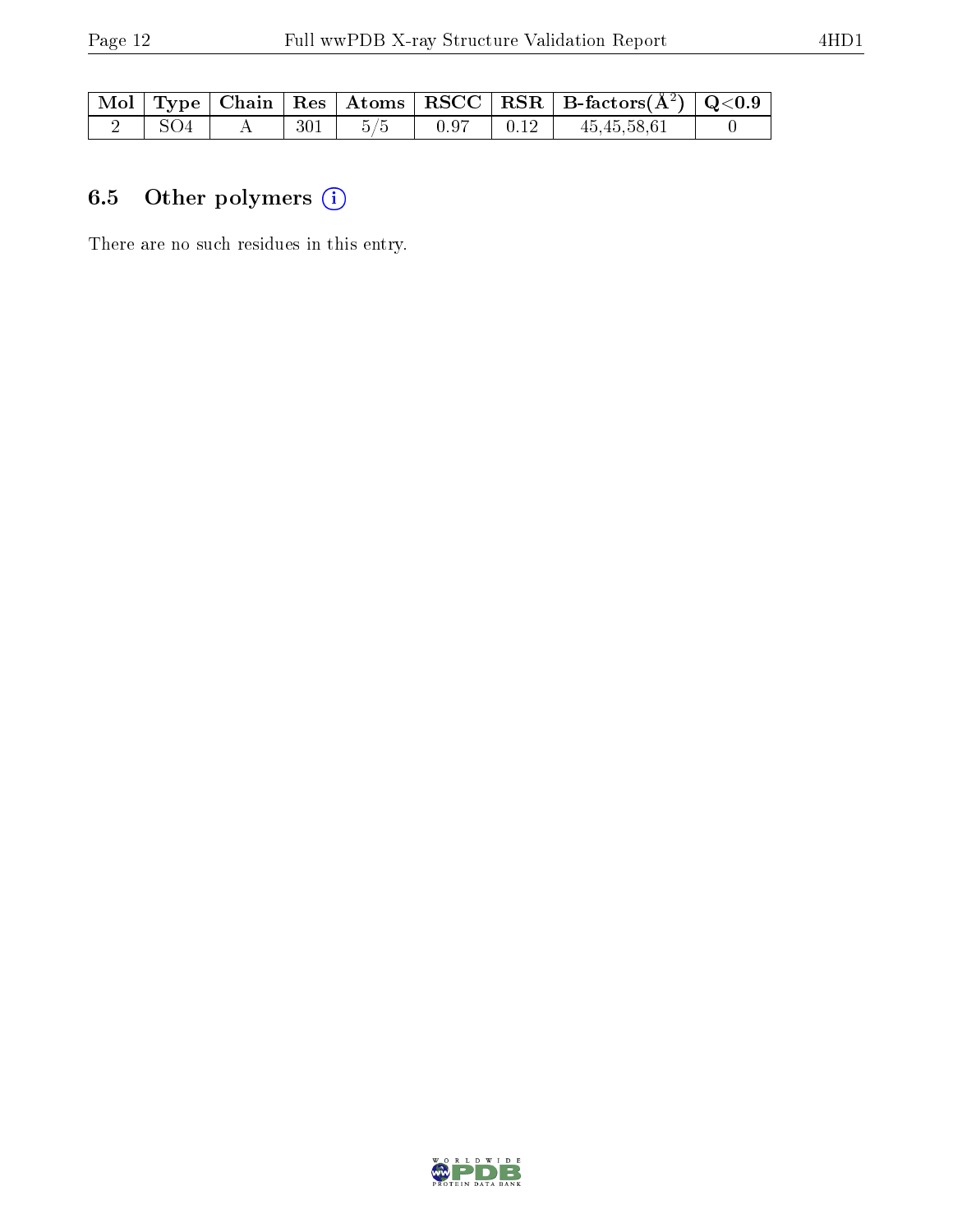| Mol | Type | Chain | Res | Atoms | RSCC | RSR | B-factors($\mathring{A}^2$) | Q<0.9 |
|---|---|---|---|---|---|---|---|---|
| 2 | SO4 | A | 301 | 5/5 | 0.97 | 0.12 | 45,45,58,61 | 0 |

## 6.5 Other polymers

There are no such residues in this entry.